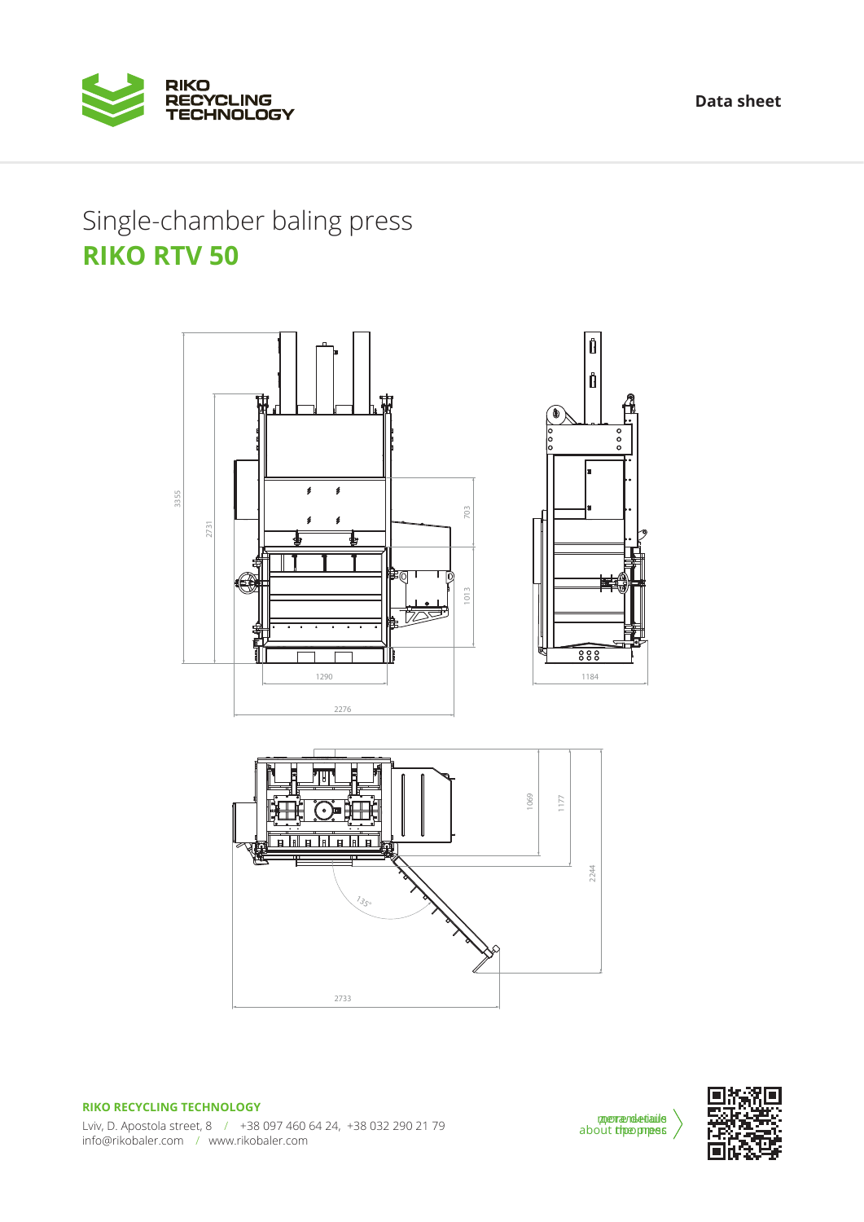Data sheet

Single-chamber baling press

# RIKO RTV 50

**RIKO RECYCLING TECHNOLOGY**

Lviv, D. Apostola street, 8 / +38 097 460 64 24, +38 032 290 21 79
info@rikobaler.com / www.rikobaler.com

more details about the press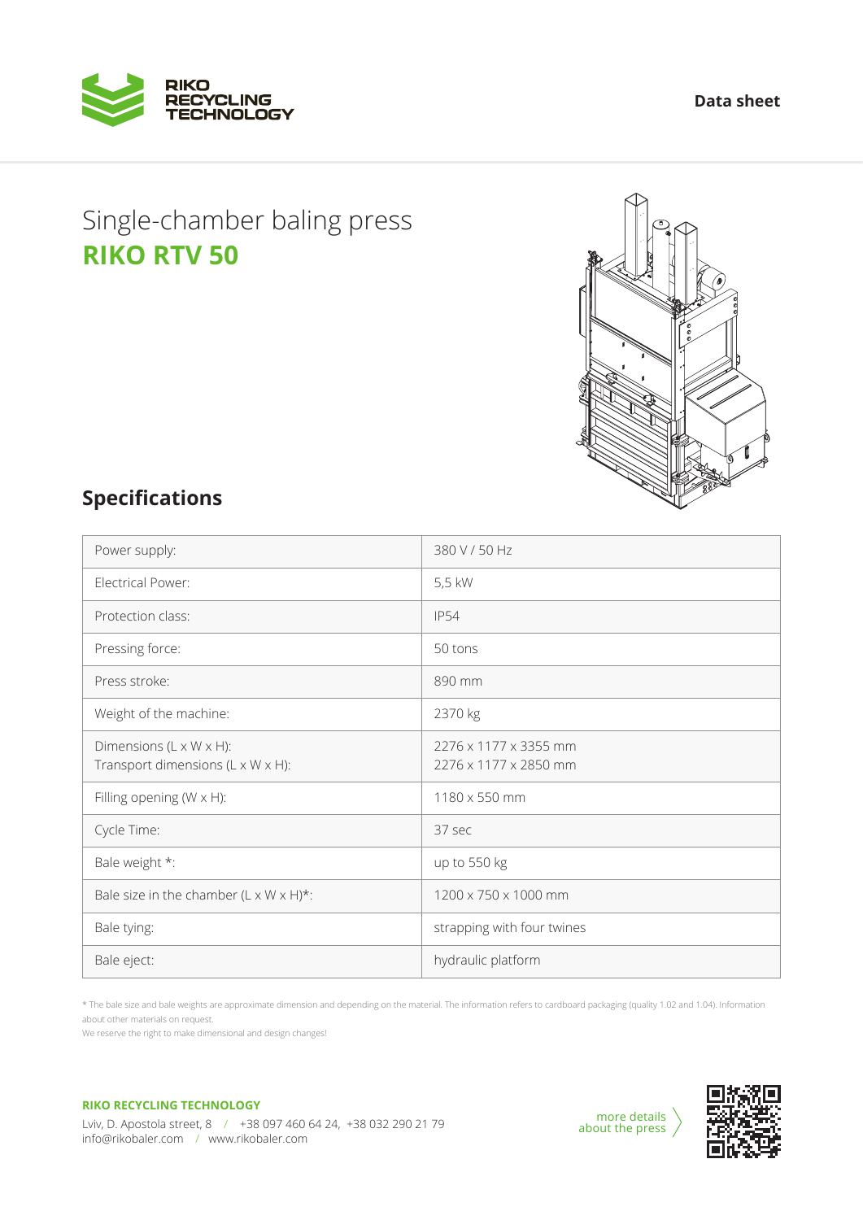RIKO RECYCLING TECHNOLOGY

**Data sheet**

# Single-chamber baling press

# RIKO RTV 50

## Specifications

| | |
|---|---|
| Power supply: | 380 V / 50 Hz |
| Electrical Power: | 5,5 kW |
| Protection class: | IP54 |
| Pressing force: | 50 tons |
| Press stroke: | 890 mm |
| Weight of the machine: | 2370 kg |
| Dimensions (L x W x H):<br>Transport dimensions (L x W x H): | 2276 x 1177 x 3355 mm<br>2276 x 1177 x 2850 mm |
| Filling opening (W x H): | 1180 x 550 mm |
| Cycle Time: | 37 sec |
| Bale weight *: | up to 550 kg |
| Bale size in the chamber (L x W x H)*: | 1200 x 750 x 1000 mm |
| Bale tying: | strapping with four twines |
| Bale eject: | hydraulic platform |

* The bale size and bale weights are approximate dimension and depending on the material. The information refers to cardboard packaging (quality 1.02 and 1.04). Information about other materials on request.

We reserve the right to make dimensional and design changes!

**RIKO RECYCLING TECHNOLOGY**

Lviv, D. Apostola street, 8 / +38 097 460 64 24, +38 032 290 21 79
info@rikobaler.com / www.rikobaler.com

more details about the press